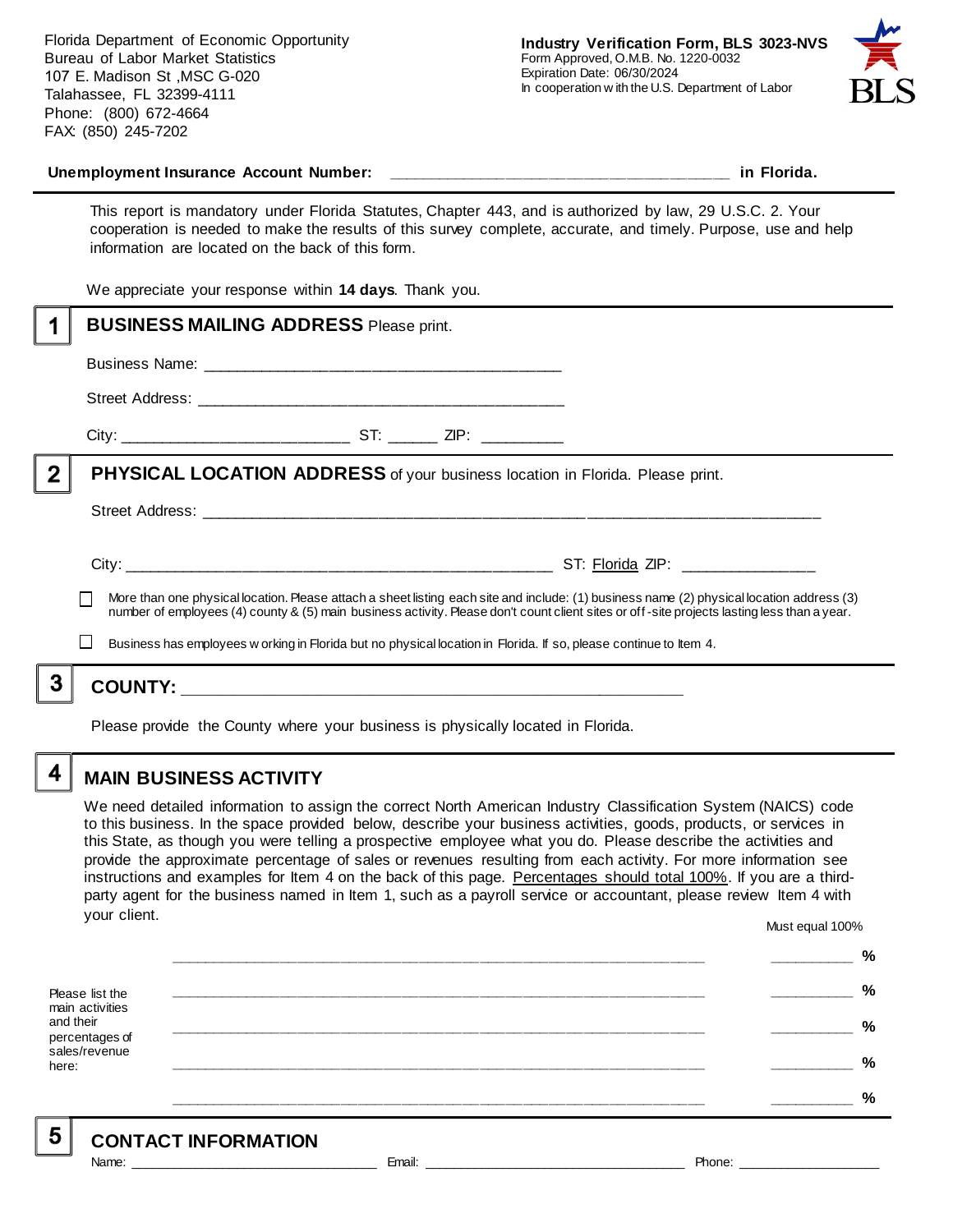Florida Department of Economic Opportunity
Bureau of Labor Market Statistics
107 E. Madison St ,MSC G-020
Talahassee, FL 32399-4111
Phone: (800) 672-4664
FAX: (850) 245-7202

**Industry Verification Form, BLS 3023-NVS**
Form Approved, O.M.B. No. 1220-0032
Expiration Date: 06/30/2024
In cooperation with the U.S. Department of Labor

**Unemployment Insurance Account Number:** ______________________________________ **in Florida.**

This report is mandatory under Florida Statutes, Chapter 443, and is authorized by law, 29 U.S.C. 2. Your cooperation is needed to make the results of this survey complete, accurate, and timely. Purpose, use and help information are located on the back of this form.

We appreciate your response within **14 days**. Thank you.

## 1 BUSINESS MAILING ADDRESS Please print.

Business Name: ________________________________________

Street Address: ________________________________________

City: _________________________ ST: ______ ZIP: _________

## 2 PHYSICAL LOCATION ADDRESS of your business location in Florida. Please print.

Street Address: ______________________________________________________________________

City: ________________________________________________ ST: Florida ZIP: _______________

☐ More than one physical location. Please attach a sheet listing each site and include: (1) business name (2) physical location address (3) number of employees (4) county & (5) main business activity. Please don't count client sites or off-site projects lasting less than a year.

☐ Business has employees working in Florida but no physical location in Florida. If so, please continue to Item 4.

## 3 COUNTY: ________________________________________________________

Please provide the County where your business is physically located in Florida.

## 4 MAIN BUSINESS ACTIVITY

We need detailed information to assign the correct North American Industry Classification System (NAICS) code to this business. In the space provided below, describe your business activities, goods, products, or services in this State, as though you were telling a prospective employee what you do. Please describe the activities and provide the approximate percentage of sales or revenues resulting from each activity. For more information see instructions and examples for Item 4 on the back of this page. Percentages should total 100%. If you are a third-party agent for the business named in Item 1, such as a payroll service or accountant, please review Item 4 with your client.

Please list the main activities and their percentages of sales/revenue here:

Must equal 100%

______________________________________________________________ __________ %

______________________________________________________________ __________ %

______________________________________________________________ __________ %

______________________________________________________________ __________ %

______________________________________________________________ __________ %

## 5 CONTACT INFORMATION

Name: ______________________________ Email: _________________________________ Phone: ___________________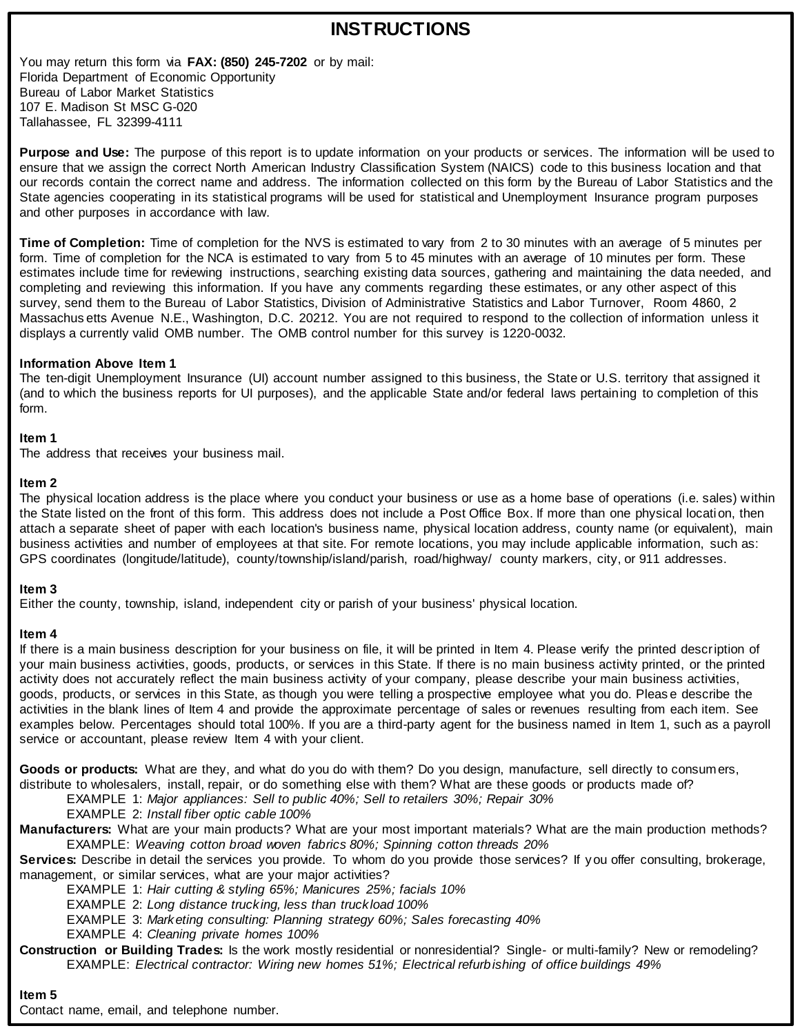# INSTRUCTIONS

You may return this form via **FAX: (850) 245-7202** or by mail:
Florida Department of Economic Opportunity
Bureau of Labor Market Statistics
107 E. Madison St MSC G-020
Tallahassee, FL 32399-4111

**Purpose and Use:** The purpose of this report is to update information on your products or services. The information will be used to ensure that we assign the correct North American Industry Classification System (NAICS) code to this business location and that our records contain the correct name and address. The information collected on this form by the Bureau of Labor Statistics and the State agencies cooperating in its statistical programs will be used for statistical and Unemployment Insurance program purposes and other purposes in accordance with law.

**Time of Completion:** Time of completion for the NVS is estimated to vary from 2 to 30 minutes with an average of 5 minutes per form. Time of completion for the NCA is estimated to vary from 5 to 45 minutes with an average of 10 minutes per form. These estimates include time for reviewing instructions, searching existing data sources, gathering and maintaining the data needed, and completing and reviewing this information. If you have any comments regarding these estimates, or any other aspect of this survey, send them to the Bureau of Labor Statistics, Division of Administrative Statistics and Labor Turnover, Room 4860, 2 Massachusetts Avenue N.E., Washington, D.C. 20212. You are not required to respond to the collection of information unless it displays a currently valid OMB number. The OMB control number for this survey is 1220-0032.

**Information Above Item 1**
The ten-digit Unemployment Insurance (UI) account number assigned to this business, the State or U.S. territory that assigned it (and to which the business reports for UI purposes), and the applicable State and/or federal laws pertaining to completion of this form.

**Item 1**
The address that receives your business mail.

**Item 2**
The physical location address is the place where you conduct your business or use as a home base of operations (i.e. sales) within the State listed on the front of this form. This address does not include a Post Office Box. If more than one physical location, then attach a separate sheet of paper with each location's business name, physical location address, county name (or equivalent), main business activities and number of employees at that site. For remote locations, you may include applicable information, such as: GPS coordinates (longitude/latitude), county/township/island/parish, road/highway/ county markers, city, or 911 addresses.

**Item 3**
Either the county, township, island, independent city or parish of your business' physical location.

**Item 4**
If there is a main business description for your business on file, it will be printed in Item 4. Please verify the printed description of your main business activities, goods, products, or services in this State. If there is no main business activity printed, or the printed activity does not accurately reflect the main business activity of your company, please describe your main business activities, goods, products, or services in this State, as though you were telling a prospective employee what you do. Please describe the activities in the blank lines of Item 4 and provide the approximate percentage of sales or revenues resulting from each item. See examples below. Percentages should total 100%. If you are a third-party agent for the business named in Item 1, such as a payroll service or accountant, please review Item 4 with your client.

**Goods or products:** What are they, and what do you do with them? Do you design, manufacture, sell directly to consumers, distribute to wholesalers, install, repair, or do something else with them? What are these goods or products made of?

EXAMPLE 1: *Major appliances: Sell to public 40%; Sell to retailers 30%; Repair 30%*
EXAMPLE 2: *Install fiber optic cable 100%*

**Manufacturers:** What are your main products? What are your most important materials? What are the main production methods?

EXAMPLE: *Weaving cotton broad woven fabrics 80%; Spinning cotton threads 20%*

**Services:** Describe in detail the services you provide. To whom do you provide those services? If you offer consulting, brokerage, management, or similar services, what are your major activities?

EXAMPLE 1: *Hair cutting & styling 65%; Manicures 25%; facials 10%*
EXAMPLE 2: *Long distance trucking, less than truckload 100%*
EXAMPLE 3: *Marketing consulting: Planning strategy 60%; Sales forecasting 40%*
EXAMPLE 4: *Cleaning private homes 100%*

**Construction or Building Trades:** Is the work mostly residential or nonresidential? Single- or multi-family? New or remodeling?

EXAMPLE: *Electrical contractor: Wiring new homes 51%; Electrical refurbishing of office buildings 49%*

**Item 5**
Contact name, email, and telephone number.